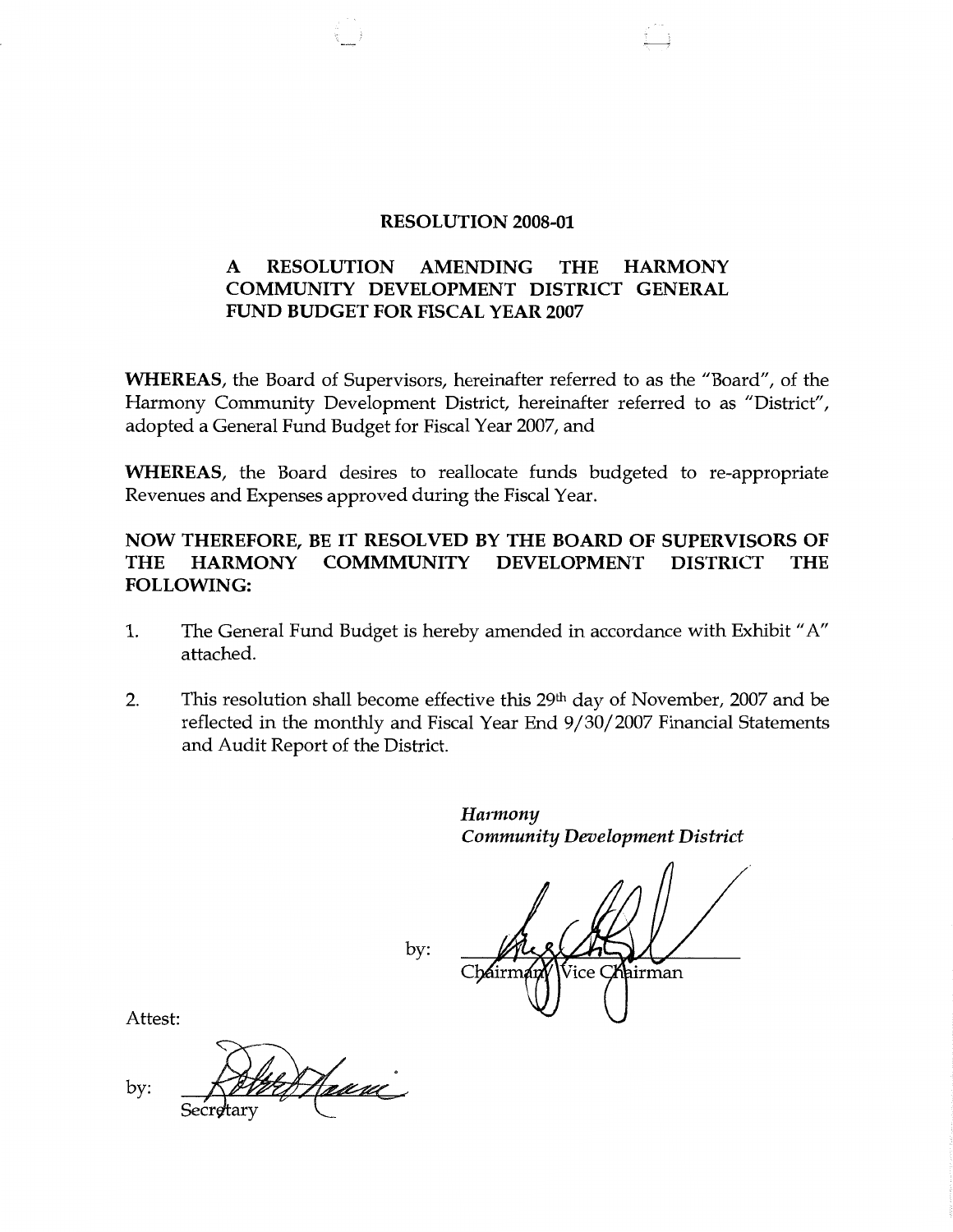# RESOLUTION 2008-01

## A RESOLUTION AMENDING THE HARMONY COMMUNITY DEVELOPMENT DISTRICT GENERAL FUND BUDGET FOR FISCAL YEAR 2007

**WHEREAS**, the Board of Supervisors, hereinafter referred to as the "Board", of the Harmony Community Development District, hereinafter referred to as "District", adopted a General Fund Budget for Fiscal Year 2007, and

**WHEREAS**, the Board desires to reallocate funds budgeted to re-appropriate Revenues and Expenses approved during the Fiscal Year.

**NOW THEREFORE, BE IT RESOLVED BY THE BOARD OF SUPERVISORS OF THE HARMONY COMMMUNITY DEVELOPMENT DISTRICT THE FOLLOWING:**

1. The General Fund Budget is hereby amended in accordance with Exhibit "A" attached.

2. This resolution shall become effective this 29th day of November, 2007 and be reflected in the monthly and Fiscal Year End 9/30/2007 Financial Statements and Audit Report of the District.

*Harmony*
*Community Development District*

by: ______________________
Chairman/Vice Chairman

Attest:

by: ______________________
Secretary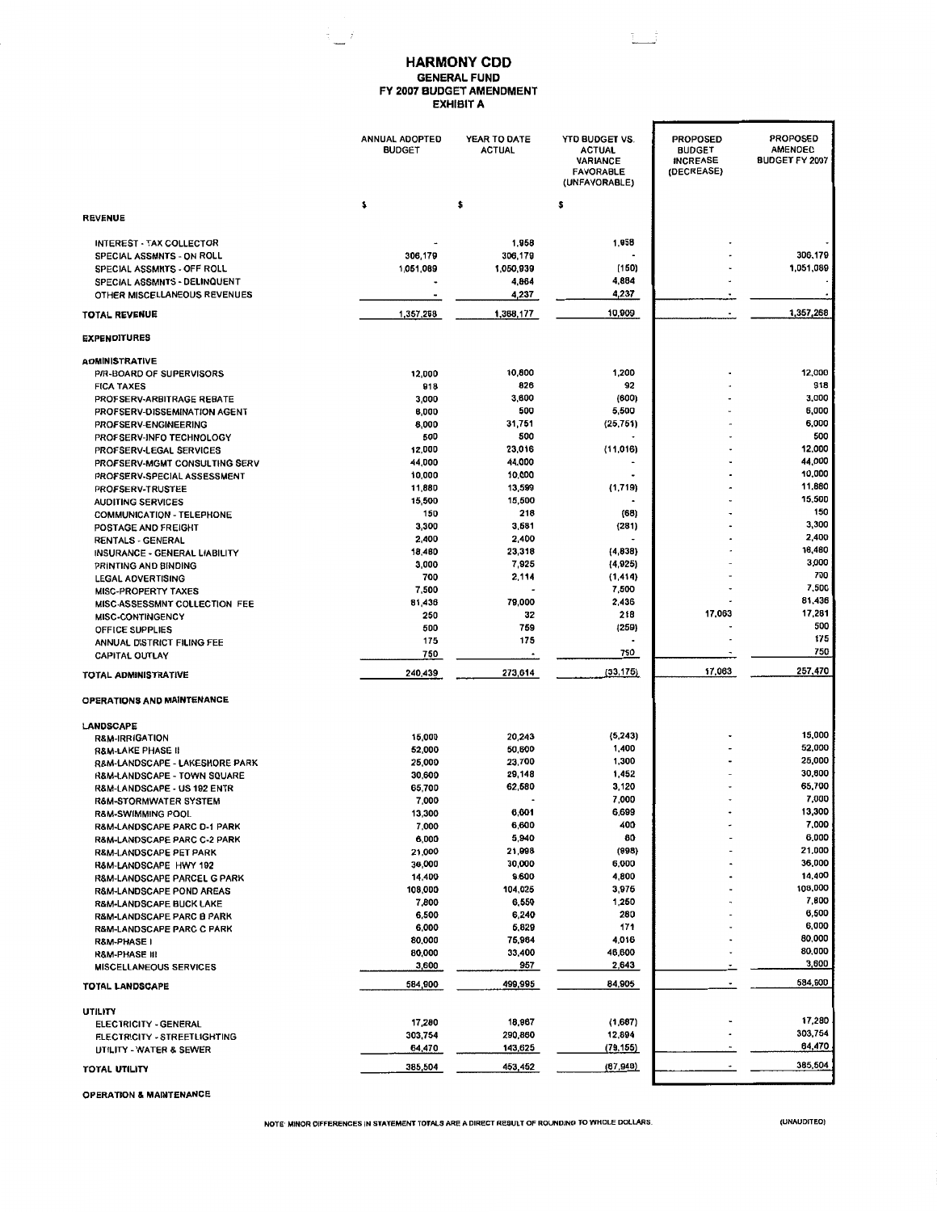# HARMONY CDD

## GENERAL FUND
## FY 2007 BUDGET AMENDMENT
## EXHIBIT A

| | ANNUAL ADOPTED BUDGET | YEAR TO DATE ACTUAL | YTD BUDGET VS. ACTUAL VARIANCE FAVORABLE (UNFAVORABLE) | PROPOSED BUDGET INCREASE (DECREASE) | PROPOSED AMENDED BUDGET FY 2007 |
|---|---|---|---|---|---|
| | $ | $ | $ | | |
| **REVENUE** | | | | | |
| INTEREST - TAX COLLECTOR | - | 1,958 | 1,958 | - | - |
| SPECIAL ASSMNTS - ON ROLL | 306,179 | 306,179 | - | - | 306,179 |
| SPECIAL ASSMNTS - OFF ROLL | 1,051,089 | 1,050,939 | (150) | - | 1,051,089 |
| SPECIAL ASSMNTS - DELINQUENT | - | 4,864 | 4,864 | - | - |
| OTHER MISCELLANEOUS REVENUES | - | 4,237 | 4,237 | - | - |
| **TOTAL REVENUE** | 1,357,268 | 1,368,177 | 10,909 | - | 1,357,268 |
| **EXPENDITURES** | | | | | |
| **ADMINISTRATIVE** | | | | | |
| P/R-BOARD OF SUPERVISORS | 12,000 | 10,800 | 1,200 | - | 12,000 |
| FICA TAXES | 918 | 826 | 92 | - | 918 |
| PROFSERV-ARBITRAGE REBATE | 3,000 | 3,600 | (600) | - | 3,000 |
| PROFSERV-DISSEMINATION AGENT | 6,000 | 500 | 5,500 | - | 6,000 |
| PROFSERV-ENGINEERING | 6,000 | 31,751 | (25,751) | - | 6,000 |
| PROFSERV-INFO TECHNOLOGY | 500 | 500 | - | - | 500 |
| PROFSERV-LEGAL SERVICES | 12,000 | 23,016 | (11,016) | - | 12,000 |
| PROFSERV-MGMT CONSULTING SERV | 44,000 | 44,000 | - | - | 44,000 |
| PROFSERV-SPECIAL ASSESSMENT | 10,000 | 10,000 | - | - | 10,000 |
| PROFSERV-TRUSTEE | 11,880 | 13,599 | (1,719) | - | 11,880 |
| AUDITING SERVICES | 15,500 | 15,500 | - | - | 15,500 |
| COMMUNICATION - TELEPHONE | 150 | 218 | (68) | - | 150 |
| POSTAGE AND FREIGHT | 3,300 | 3,581 | (281) | - | 3,300 |
| RENTALS - GENERAL | 2,400 | 2,400 | - | - | 2,400 |
| INSURANCE - GENERAL LIABILITY | 18,480 | 23,318 | (4,838) | - | 18,480 |
| PRINTING AND BINDING | 3,000 | 7,925 | (4,925) | - | 3,000 |
| LEGAL ADVERTISING | 700 | 2,114 | (1,414) | - | 700 |
| MISC-PROPERTY TAXES | 7,500 | - | 7,500 | - | 7,500 |
| MISC-ASSESSMNT COLLECTION FEE | 81,436 | 79,000 | 2,436 | - | 81,436 |
| MISC-CONTINGENCY | 250 | 32 | 218 | 17,063 | 17,281 |
| OFFICE SUPPLIES | 500 | 759 | (259) | - | 500 |
| ANNUAL DISTRICT FILING FEE | 175 | 175 | - | - | 175 |
| CAPITAL OUTLAY | 750 | - | 750 | - | 750 |
| **TOTAL ADMINISTRATIVE** | 240,439 | 273,614 | (33,175) | 17,063 | 257,470 |
| **OPERATIONS AND MAINTENANCE** | | | | | |
| **LANDSCAPE** | | | | | |
| R&M-IRRIGATION | 15,000 | 20,243 | (5,243) | - | 15,000 |
| R&M-LAKE PHASE II | 52,000 | 50,600 | 1,400 | - | 52,000 |
| R&M-LANDSCAPE - LAKESHORE PARK | 25,000 | 23,700 | 1,300 | - | 25,000 |
| R&M-LANDSCAPE - TOWN SQUARE | 30,600 | 29,148 | 1,452 | - | 30,600 |
| R&M-LANDSCAPE - US 192 ENTR | 65,700 | 62,580 | 3,120 | - | 65,700 |
| R&M-STORMWATER SYSTEM | 7,000 | - | 7,000 | - | 7,000 |
| R&M-SWIMMING POOL | 13,300 | 6,601 | 6,699 | - | 13,300 |
| R&M-LANDSCAPE PARC D-1 PARK | 7,000 | 6,600 | 400 | - | 7,000 |
| R&M-LANDSCAPE PARC C-2 PARK | 6,000 | 5,940 | 60 | - | 6,000 |
| R&M-LANDSCAPE PET PARK | 21,000 | 21,998 | (998) | - | 21,000 |
| R&M-LANDSCAPE HWY 192 | 36,000 | 30,000 | 6,000 | - | 36,000 |
| R&M-LANDSCAPE PARCEL G PARK | 14,400 | 9,600 | 4,800 | - | 14,400 |
| R&M-LANDSCAPE POND AREAS | 108,000 | 104,025 | 3,975 | - | 108,000 |
| R&M-LANDSCAPE BUCK LAKE | 7,800 | 6,550 | 1,250 | - | 7,800 |
| R&M-LANDSCAPE PARC B PARK | 6,500 | 6,240 | 260 | - | 6,500 |
| R&M-LANDSCAPE PARC C PARK | 6,000 | 5,829 | 171 | - | 6,000 |
| R&M-PHASE I | 80,000 | 75,984 | 4,016 | - | 80,000 |
| R&M-PHASE III | 80,000 | 33,400 | 46,600 | - | 80,000 |
| MISCELLANEOUS SERVICES | 3,600 | 957 | 2,643 | - | 3,600 |
| **TOTAL LANDSCAPE** | 584,900 | 499,995 | 84,905 | - | 584,900 |
| **UTILITY** | | | | | |
| ELECTRICITY - GENERAL | 17,280 | 18,967 | (1,687) | - | 17,280 |
| ELECTRICITY - STREETLIGHTING | 303,754 | 290,860 | 12,894 | - | 303,754 |
| UTILITY - WATER & SEWER | 64,470 | 143,625 | (79,155) | - | 64,470 |
| **TOTAL UTILITY** | 385,504 | 453,452 | (67,948) | - | 385,504 |

**OPERATION & MAINTENANCE**

NOTE: MINOR DIFFERENCES IN STATEMENT TOTALS ARE A DIRECT RESULT OF ROUNDING TO WHOLE DOLLARS.

(UNAUDITED)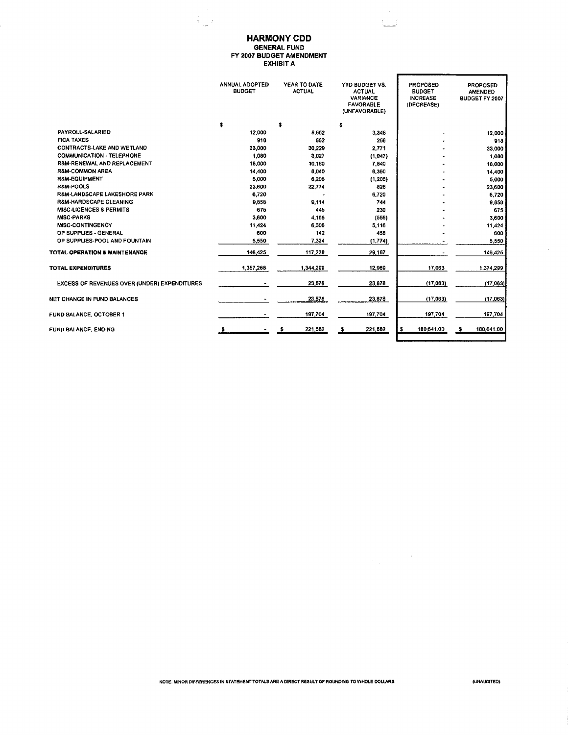# HARMONY CDD

## GENERAL FUND

## FY 2007 BUDGET AMENDMENT

## EXHIBIT A

| | ANNUAL ADOPTED BUDGET | YEAR TO DATE ACTUAL | YTD BUDGET VS. ACTUAL VARIANCE FAVORABLE (UNFAVORABLE) | PROPOSED BUDGET INCREASE (DECREASE) | PROPOSED AMENDED BUDGET FY 2007 |
|---|---|---|---|---|---|
| | $ | $ | $ | | |
| PAYROLL-SALARIED | 12,000 | 8,652 | 3,348 | - | 12,000 |
| FICA TAXES | 918 | 662 | 256 | - | 918 |
| CONTRACTS-LAKE AND WETLAND | 33,000 | 30,229 | 2,771 | - | 33,000 |
| COMMUNICATION - TELEPHONE | 1,080 | 3,027 | (1,947) | - | 1,080 |
| R&M-RENEWAL AND REPLACEMENT | 18,000 | 10,160 | 7,840 | - | 18,000 |
| R&M-COMMON AREA | 14,400 | 8,040 | 6,360 | - | 14,400 |
| R&M-EQUIPMENT | 5,000 | 6,205 | (1,205) | - | 5,000 |
| R&M-POOLS | 23,600 | 22,774 | 826 | - | 23,600 |
| R&M-LANDSCAPE LAKESHORE PARK | 6,720 | - | 6,720 | - | 6,720 |
| R&M-HARDSCAPE CLEANING | 9,858 | 9,114 | 744 | - | 9,858 |
| MISC-LICENCES & PERMITS | 675 | 445 | 230 | - | 675 |
| MISC-PARKS | 3,600 | 4,156 | (556) | - | 3,600 |
| MISC-CONTINGENCY | 11,424 | 6,308 | 5,116 | - | 11,424 |
| OP SUPPLIES - GENERAL | 600 | 142 | 458 | - | 600 |
| OP SUPPLIES-POOL AND FOUNTAIN | 5,550 | 7,324 | (1,774) | - | 5,550 |
| **TOTAL OPERATION & MAINTENANCE** | 146,425 | 117,238 | 29,187 | - | 146,425 |
| **TOTAL EXPENDITURES** | 1,357,268 | 1,344,299 | 12,969 | 17,063 | 1,374,299 |
| EXCESS OF REVENUES OVER (UNDER) EXPENDITURES | - | 23,878 | 23,878 | (17,063) | (17,063) |
| NET CHANGE IN FUND BALANCES | - | 23,878 | 23,878 | (17,063) | (17,063) |
| FUND BALANCE, OCTOBER 1 | - | 197,704 | 197,704 | 197,704 | 197,704 |
| FUND BALANCE, ENDING | $ - | $ 221,582 | $ 221,582 | $ 180,641.00 | $ 180,641.00 |

NOTE: MINOR DIFFERENCES IN STATEMENT TOTALS ARE A DIRECT RESULT OF ROUNDING TO WHOLE DOLLARS

(UNAUDITED)